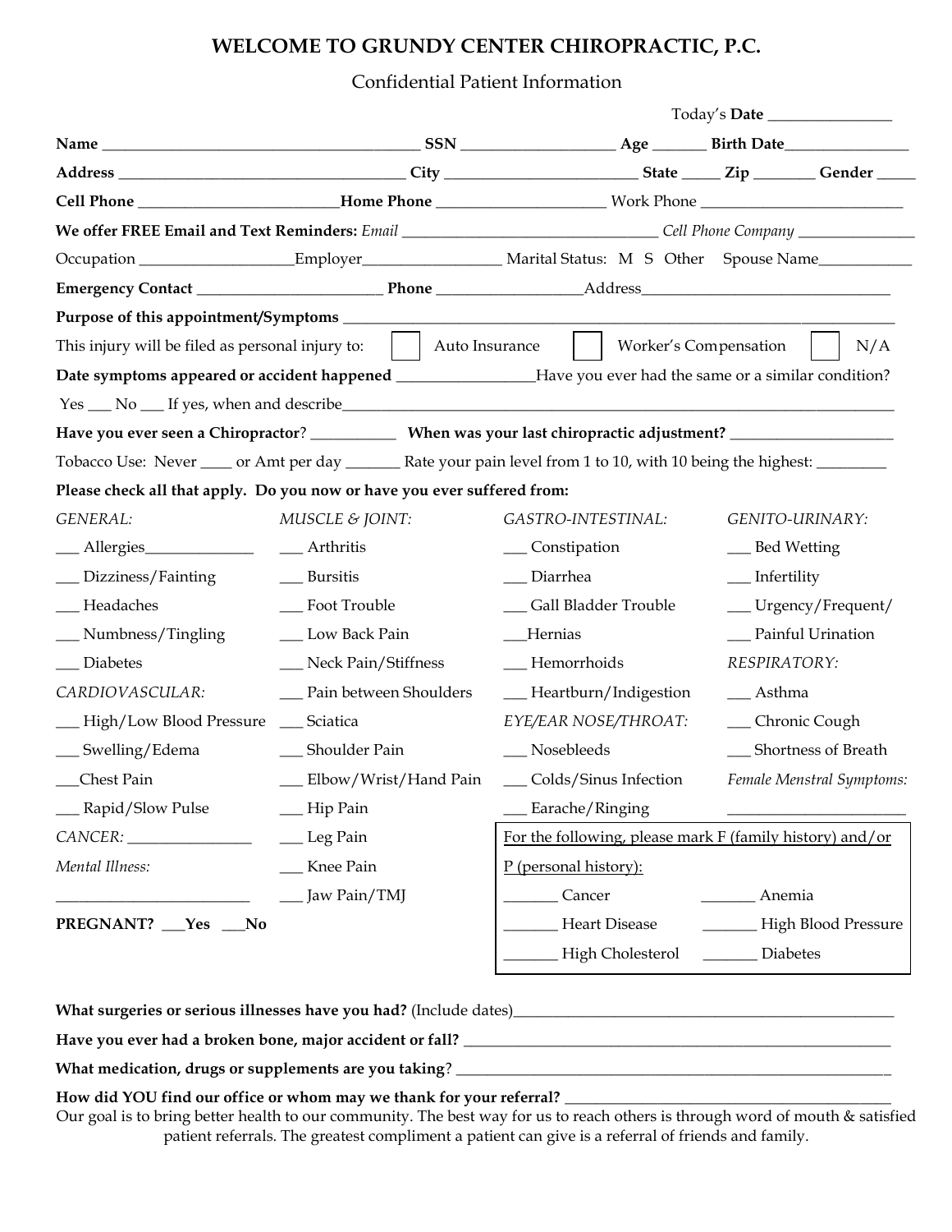# WELCOME TO GRUNDY CENTER CHIROPRACTIC, P.C.

Confidential Patient Information

Today's **Date** _______________

**Name** ________________________________________ **SSN** ___________________ **Age** _______ **Birth Date**_______________

**Address** ____________________________________ **City** ________________________ **State** _____ **Zip** _______ **Gender** _____

**Cell Phone** _________________________**Home Phone** _____________________ Work Phone _________________________

**We offer FREE Email and Text Reminders:** *Email* _________________________________ *Cell Phone Company* _______________

Occupation ___________________Employer_________________ Marital Status: M S Other Spouse Name___________

**Emergency Contact** _______________________ **Phone** __________________Address_______________________________

**Purpose of this appointment/Symptoms** ___________________________________________________________________________

This injury will be filed as personal injury to: ☐ Auto Insurance ☐ Worker's Compensation ☐ N/A

**Date symptoms appeared or accident happened** _________________Have you ever had the same or a similar condition?

Yes ___ No ___ If yes, when and describe_____________________________________________________________________________

**Have you ever seen a Chiropractor**? ___________ **When was your last chiropractic adjustment?** _____________________

Tobacco Use: Never ____ or Amt per day _______ Rate your pain level from 1 to 10, with 10 being the highest: _________

**Please check all that apply. Do you now or have you ever suffered from:**

*GENERAL:*
- ___ Allergies______________
- ___ Dizziness/Fainting
- ___ Headaches
- ___ Numbness/Tingling
- ___ Diabetes

*CARDIOVASCULAR:*
- ___ High/Low Blood Pressure
- ___ Swelling/Edema
- ___Chest Pain
- ___ Rapid/Slow Pulse

*CANCER:* ________________

*Mental Illness:*

_________________________

**PREGNANT? ___Yes ___No**

*MUSCLE & JOINT:*
- ___ Arthritis
- ___ Bursitis
- ___ Foot Trouble
- ___ Low Back Pain
- ___ Neck Pain/Stiffness
- ___ Pain between Shoulders
- ___ Sciatica
- ___ Shoulder Pain
- ___ Elbow/Wrist/Hand Pain
- ___ Hip Pain
- ___ Leg Pain
- ___ Knee Pain
- ___ Jaw Pain/TMJ

*GASTRO-INTESTINAL:*
- ___ Constipation
- ___ Diarrhea
- ___ Gall Bladder Trouble
- ___Hernias
- ___ Hemorrhoids
- ___ Heartburn/Indigestion

*EYE/EAR NOSE/THROAT:*
- ___ Nosebleeds
- ___ Colds/Sinus Infection
- ___ Earache/Ringing

*GENITO-URINARY:*
- ___ Bed Wetting
- ___ Infertility
- ___ Urgency/Frequent/
- ___ Painful Urination

*RESPIRATORY:*
- ___ Asthma
- ___ Chronic Cough
- ___ Shortness of Breath

*Female Menstral Symptoms:*

______________________

For the following, please mark F (family history) and/or P (personal history):

| | | | |
|---|---|---|---|
| _______ | Cancer | _______ | Anemia |
| _______ | Heart Disease | _______ | High Blood Pressure |
| _______ | High Cholesterol | _______ | Diabetes |

**What surgeries or serious illnesses have you had?** (Include dates)_________________________________________________

**Have you ever had a broken bone, major accident or fall?** _________________________________________________________

**What medication, drugs or supplements are you taking**? __________________________________________________________

**How did YOU find our office or whom may we thank for your referral?** ___________________________________________

Our goal is to bring better health to our community. The best way for us to reach others is through word of mouth & satisfied patient referrals. The greatest compliment a patient can give is a referral of friends and family.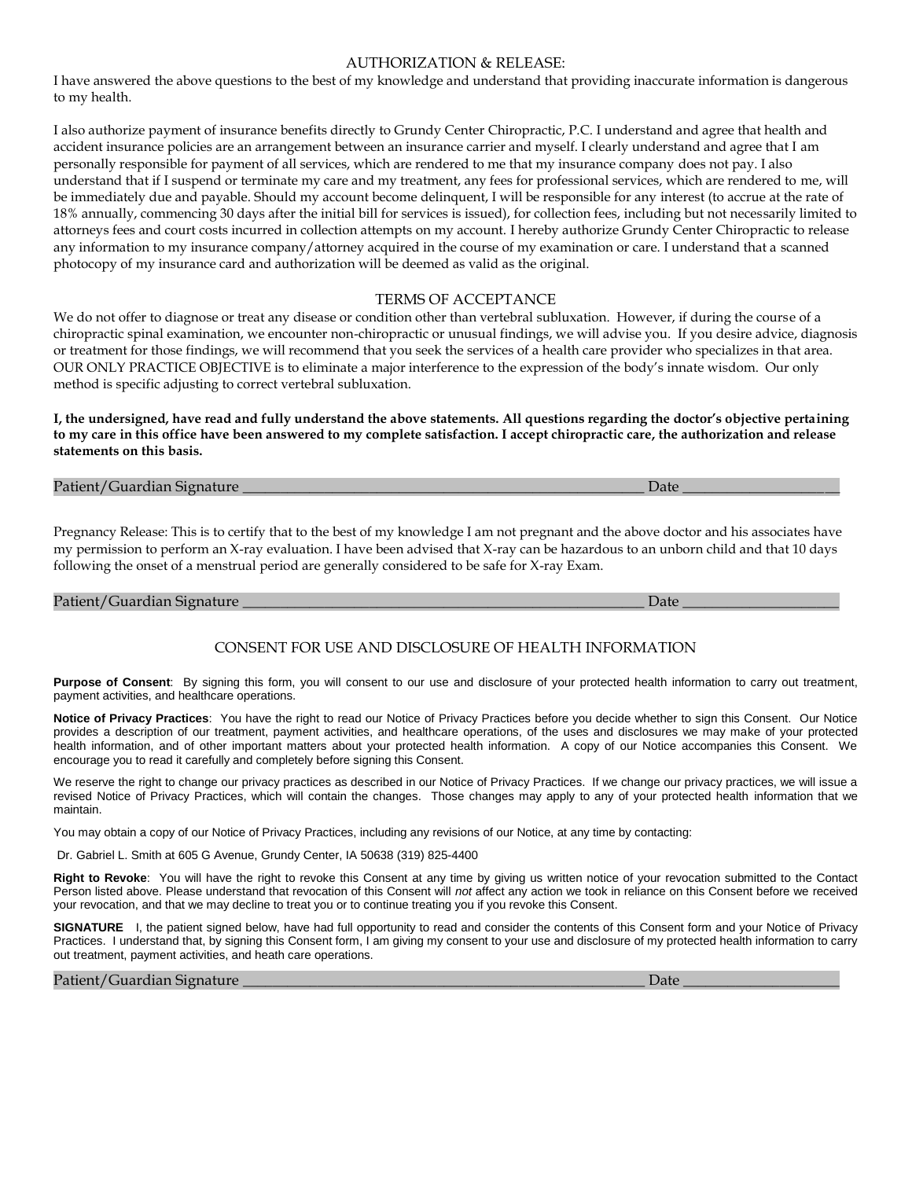## AUTHORIZATION & RELEASE:

I have answered the above questions to the best of my knowledge and understand that providing inaccurate information is dangerous to my health.

I also authorize payment of insurance benefits directly to Grundy Center Chiropractic, P.C. I understand and agree that health and accident insurance policies are an arrangement between an insurance carrier and myself. I clearly understand and agree that I am personally responsible for payment of all services, which are rendered to me that my insurance company does not pay. I also understand that if I suspend or terminate my care and my treatment, any fees for professional services, which are rendered to me, will be immediately due and payable. Should my account become delinquent, I will be responsible for any interest (to accrue at the rate of 18% annually, commencing 30 days after the initial bill for services is issued), for collection fees, including but not necessarily limited to attorneys fees and court costs incurred in collection attempts on my account. I hereby authorize Grundy Center Chiropractic to release any information to my insurance company/attorney acquired in the course of my examination or care. I understand that a scanned photocopy of my insurance card and authorization will be deemed as valid as the original.

## TERMS OF ACCEPTANCE

We do not offer to diagnose or treat any disease or condition other than vertebral subluxation. However, if during the course of a chiropractic spinal examination, we encounter non-chiropractic or unusual findings, we will advise you. If you desire advice, diagnosis or treatment for those findings, we will recommend that you seek the services of a health care provider who specializes in that area. OUR ONLY PRACTICE OBJECTIVE is to eliminate a major interference to the expression of the body's innate wisdom. Our only method is specific adjusting to correct vertebral subluxation.

**I, the undersigned, have read and fully understand the above statements. All questions regarding the doctor's objective pertaining to my care in this office have been answered to my complete satisfaction. I accept chiropractic care, the authorization and release statements on this basis.**

Patient/Guardian Signature ______________________________________________ Date ____________________

Pregnancy Release: This is to certify that to the best of my knowledge I am not pregnant and the above doctor and his associates have my permission to perform an X-ray evaluation. I have been advised that X-ray can be hazardous to an unborn child and that 10 days following the onset of a menstrual period are generally considered to be safe for X-ray Exam.

Patient/Guardian Signature ______________________________________________ Date ____________________

## CONSENT FOR USE AND DISCLOSURE OF HEALTH INFORMATION

**Purpose of Consent**: By signing this form, you will consent to our use and disclosure of your protected health information to carry out treatment, payment activities, and healthcare operations.

**Notice of Privacy Practices**: You have the right to read our Notice of Privacy Practices before you decide whether to sign this Consent. Our Notice provides a description of our treatment, payment activities, and healthcare operations, of the uses and disclosures we may make of your protected health information, and of other important matters about your protected health information. A copy of our Notice accompanies this Consent. We encourage you to read it carefully and completely before signing this Consent.

We reserve the right to change our privacy practices as described in our Notice of Privacy Practices. If we change our privacy practices, we will issue a revised Notice of Privacy Practices, which will contain the changes. Those changes may apply to any of your protected health information that we maintain.

You may obtain a copy of our Notice of Privacy Practices, including any revisions of our Notice, at any time by contacting:

Dr. Gabriel L. Smith at 605 G Avenue, Grundy Center, IA 50638 (319) 825-4400

**Right to Revoke**: You will have the right to revoke this Consent at any time by giving us written notice of your revocation submitted to the Contact Person listed above. Please understand that revocation of this Consent will *not* affect any action we took in reliance on this Consent before we received your revocation, and that we may decline to treat you or to continue treating you if you revoke this Consent.

**SIGNATURE** I, the patient signed below, have had full opportunity to read and consider the contents of this Consent form and your Notice of Privacy Practices. I understand that, by signing this Consent form, I am giving my consent to your use and disclosure of my protected health information to carry out treatment, payment activities, and heath care operations.

Patient/Guardian Signature ______________________________________________ Date ____________________